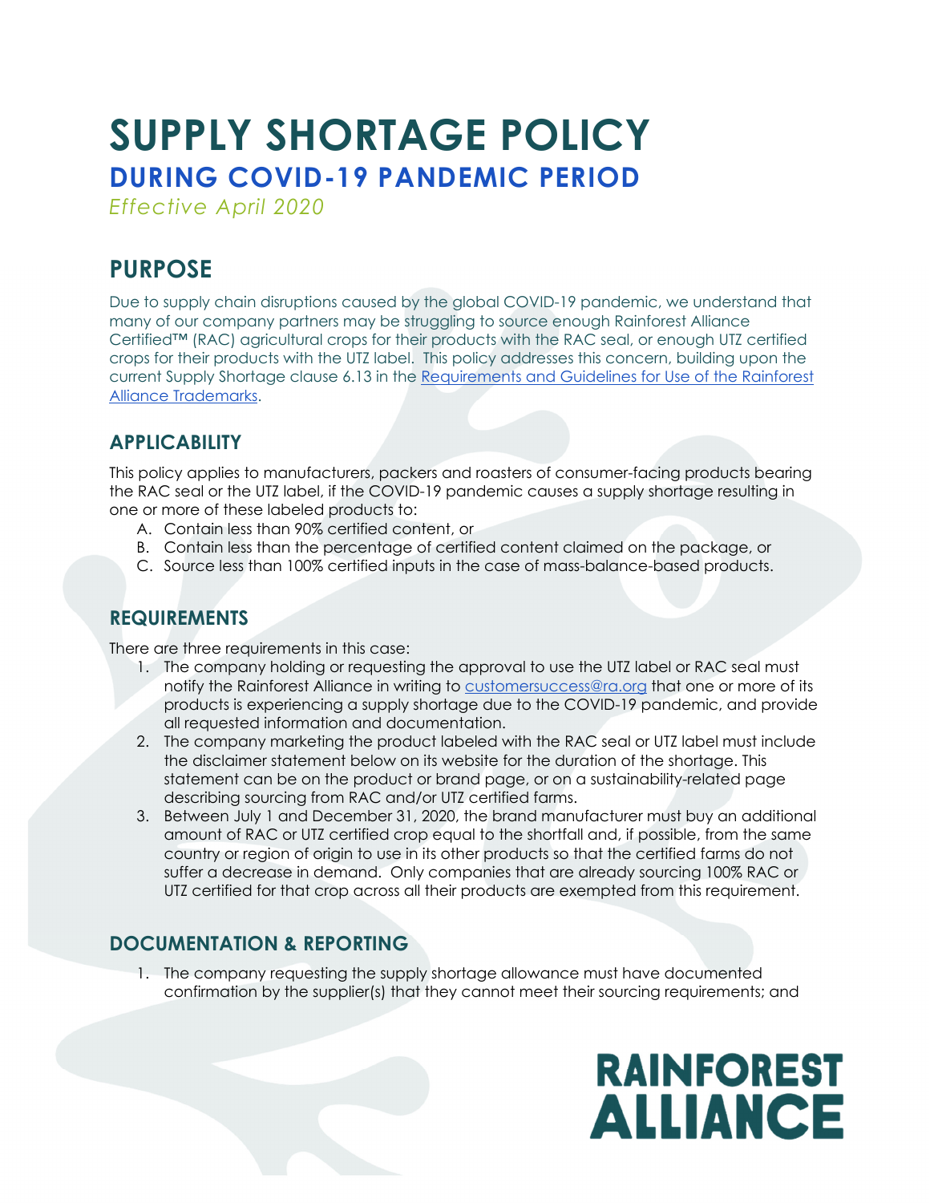# SUPPLY SHORTAGE POLICY

## DURING COVID-19 PANDEMIC PERIOD

*Effective April 2020*

## PURPOSE

Due to supply chain disruptions caused by the global COVID-19 pandemic, we understand that many of our company partners may be struggling to source enough Rainforest Alliance Certified™ (RAC) agricultural crops for their products with the RAC seal, or enough UTZ certified crops for their products with the UTZ label. This policy addresses this concern, building upon the current Supply Shortage clause 6.13 in the [Requirements and Guidelines for Use of the Rainforest Alliance Trademarks](Requirements and Guidelines for Use of the Rainforest Alliance Trademarks).

### APPLICABILITY

This policy applies to manufacturers, packers and roasters of consumer-facing products bearing the RAC seal or the UTZ label, if the COVID-19 pandemic causes a supply shortage resulting in one or more of these labeled products to:

A. Contain less than 90% certified content, or
B. Contain less than the percentage of certified content claimed on the package, or
C. Source less than 100% certified inputs in the case of mass-balance-based products.

### REQUIREMENTS

There are three requirements in this case:

1. The company holding or requesting the approval to use the UTZ label or RAC seal must notify the Rainforest Alliance in writing to customersuccess@ra.org that one or more of its products is experiencing a supply shortage due to the COVID-19 pandemic, and provide all requested information and documentation.
2. The company marketing the product labeled with the RAC seal or UTZ label must include the disclaimer statement below on its website for the duration of the shortage. This statement can be on the product or brand page, or on a sustainability-related page describing sourcing from RAC and/or UTZ certified farms.
3. Between July 1 and December 31, 2020, the brand manufacturer must buy an additional amount of RAC or UTZ certified crop equal to the shortfall and, if possible, from the same country or region of origin to use in its other products so that the certified farms do not suffer a decrease in demand. Only companies that are already sourcing 100% RAC or UTZ certified for that crop across all their products are exempted from this requirement.

### DOCUMENTATION & REPORTING

1. The company requesting the supply shortage allowance must have documented confirmation by the supplier(s) that they cannot meet their sourcing requirements; and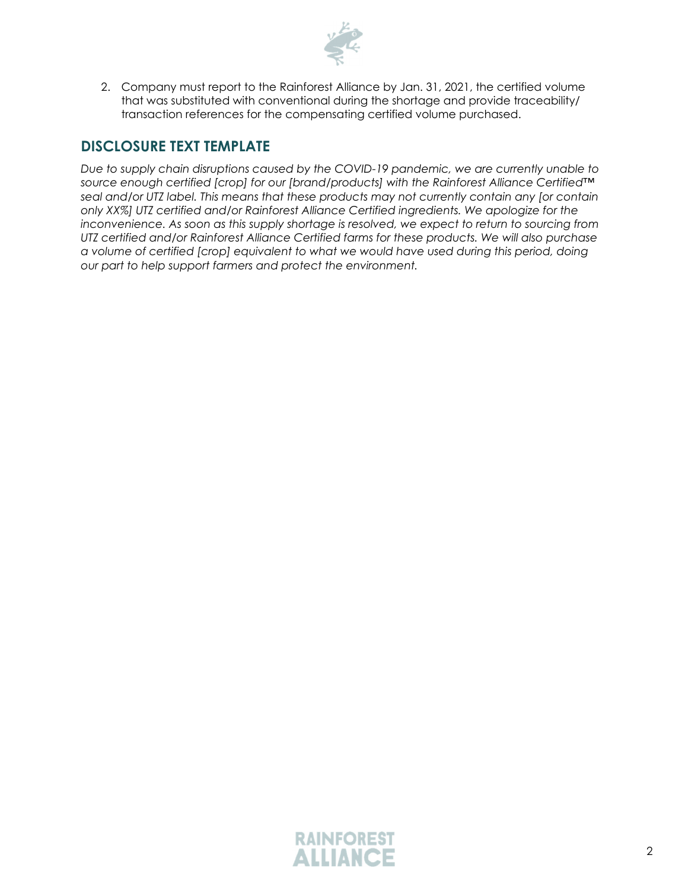2. Company must report to the Rainforest Alliance by Jan. 31, 2021, the certified volume that was substituted with conventional during the shortage and provide traceability/ transaction references for the compensating certified volume purchased.

## DISCLOSURE TEXT TEMPLATE

*Due to supply chain disruptions caused by the COVID-19 pandemic, we are currently unable to source enough certified [crop] for our [brand/products] with the Rainforest Alliance Certified™ seal and/or UTZ label. This means that these products may not currently contain any [or contain only XX%] UTZ certified and/or Rainforest Alliance Certified ingredients. We apologize for the inconvenience. As soon as this supply shortage is resolved, we expect to return to sourcing from UTZ certified and/or Rainforest Alliance Certified farms for these products. We will also purchase a volume of certified [crop] equivalent to what we would have used during this period, doing our part to help support farmers and protect the environment.*